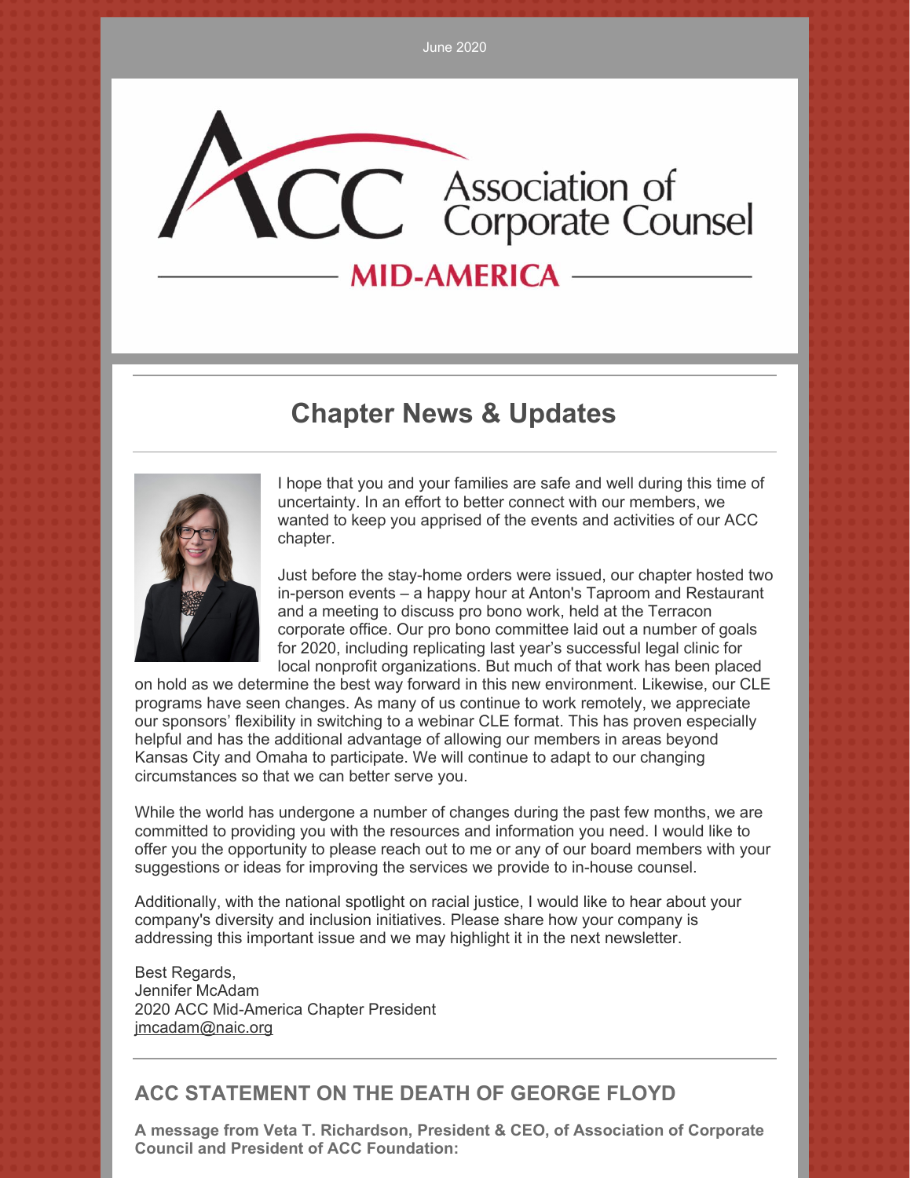June 2020

Association of Corporate Counsel

MID-AMERICA

## Chapter News & Updates

I hope that you and your families are safe and well during this time of uncertainty. In an effort to better connect with our members, we wanted to keep you apprised of the events and activities of our ACC chapter.

Just before the stay-home orders were issued, our chapter hosted two in-person events – a happy hour at Anton's Taproom and Restaurant and a meeting to discuss pro bono work, held at the Terracon corporate office. Our pro bono committee laid out a number of goals for 2020, including replicating last year's successful legal clinic for local nonprofit organizations. But much of that work has been placed on hold as we determine the best way forward in this new environment. Likewise, our CLE programs have seen changes. As many of us continue to work remotely, we appreciate our sponsors' flexibility in switching to a webinar CLE format. This has proven especially helpful and has the additional advantage of allowing our members in areas beyond Kansas City and Omaha to participate. We will continue to adapt to our changing circumstances so that we can better serve you.

While the world has undergone a number of changes during the past few months, we are committed to providing you with the resources and information you need. I would like to offer you the opportunity to please reach out to me or any of our board members with your suggestions or ideas for improving the services we provide to in-house counsel.

Additionally, with the national spotlight on racial justice, I would like to hear about your company's diversity and inclusion initiatives. Please share how your company is addressing this important issue and we may highlight it in the next newsletter.

Best Regards,
Jennifer McAdam
2020 ACC Mid-America Chapter President
jmcadam@naic.org

## ACC STATEMENT ON THE DEATH OF GEORGE FLOYD

**A message from Veta T. Richardson, President & CEO, of Association of Corporate Council and President of ACC Foundation:**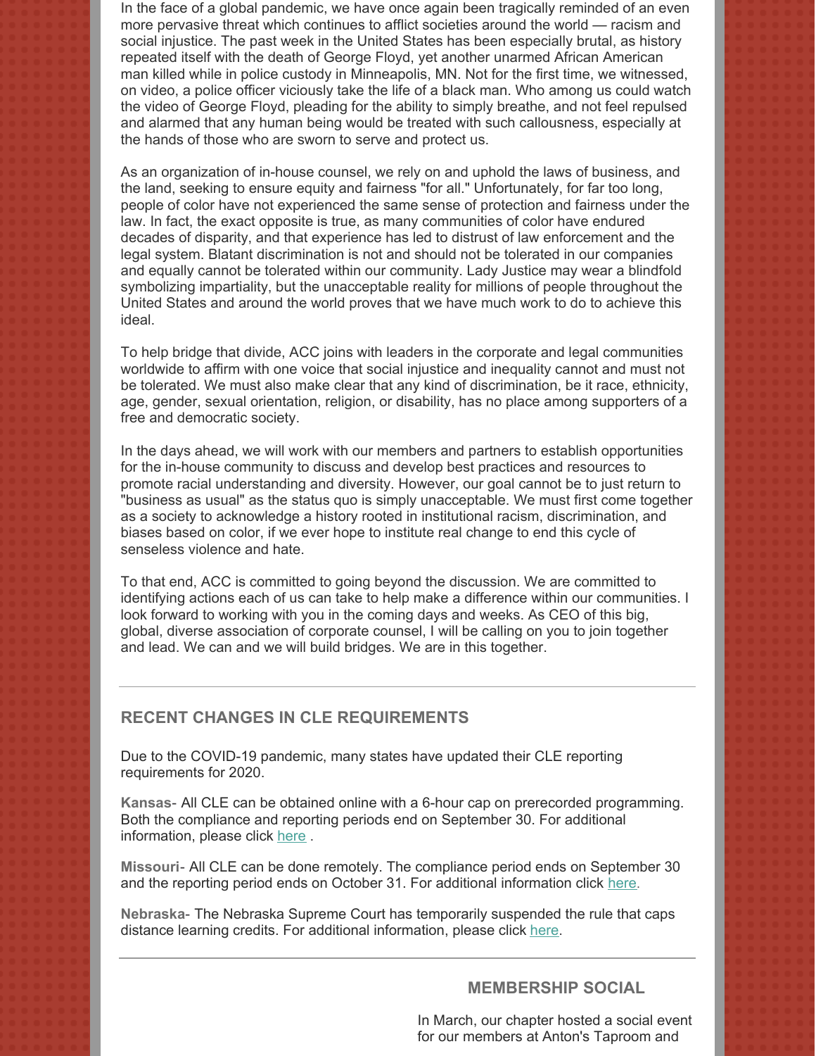In the face of a global pandemic, we have once again been tragically reminded of an even more pervasive threat which continues to afflict societies around the world — racism and social injustice. The past week in the United States has been especially brutal, as history repeated itself with the death of George Floyd, yet another unarmed African American man killed while in police custody in Minneapolis, MN. Not for the first time, we witnessed, on video, a police officer viciously take the life of a black man. Who among us could watch the video of George Floyd, pleading for the ability to simply breathe, and not feel repulsed and alarmed that any human being would be treated with such callousness, especially at the hands of those who are sworn to serve and protect us.

As an organization of in-house counsel, we rely on and uphold the laws of business, and the land, seeking to ensure equity and fairness "for all." Unfortunately, for far too long, people of color have not experienced the same sense of protection and fairness under the law. In fact, the exact opposite is true, as many communities of color have endured decades of disparity, and that experience has led to distrust of law enforcement and the legal system. Blatant discrimination is not and should not be tolerated in our companies and equally cannot be tolerated within our community. Lady Justice may wear a blindfold symbolizing impartiality, but the unacceptable reality for millions of people throughout the United States and around the world proves that we have much work to do to achieve this ideal.

To help bridge that divide, ACC joins with leaders in the corporate and legal communities worldwide to affirm with one voice that social injustice and inequality cannot and must not be tolerated. We must also make clear that any kind of discrimination, be it race, ethnicity, age, gender, sexual orientation, religion, or disability, has no place among supporters of a free and democratic society.

In the days ahead, we will work with our members and partners to establish opportunities for the in-house community to discuss and develop best practices and resources to promote racial understanding and diversity. However, our goal cannot be to just return to "business as usual" as the status quo is simply unacceptable. We must first come together as a society to acknowledge a history rooted in institutional racism, discrimination, and biases based on color, if we ever hope to institute real change to end this cycle of senseless violence and hate.

To that end, ACC is committed to going beyond the discussion. We are committed to identifying actions each of us can take to help make a difference within our communities. I look forward to working with you in the coming days and weeks. As CEO of this big, global, diverse association of corporate counsel, I will be calling on you to join together and lead. We can and we will build bridges. We are in this together.

---

## RECENT CHANGES IN CLE REQUIREMENTS

Due to the COVID-19 pandemic, many states have updated their CLE reporting requirements for 2020.

**Kansas**- All CLE can be obtained online with a 6-hour cap on prerecorded programming. Both the compliance and reporting periods end on September 30. For additional information, please click here .

**Missouri**- All CLE can be done remotely. The compliance period ends on September 30 and the reporting period ends on October 31. For additional information click here.

**Nebraska**- The Nebraska Supreme Court has temporarily suspended the rule that caps distance learning credits. For additional information, please click here.

---

## MEMBERSHIP SOCIAL

In March, our chapter hosted a social event for our members at Anton's Taproom and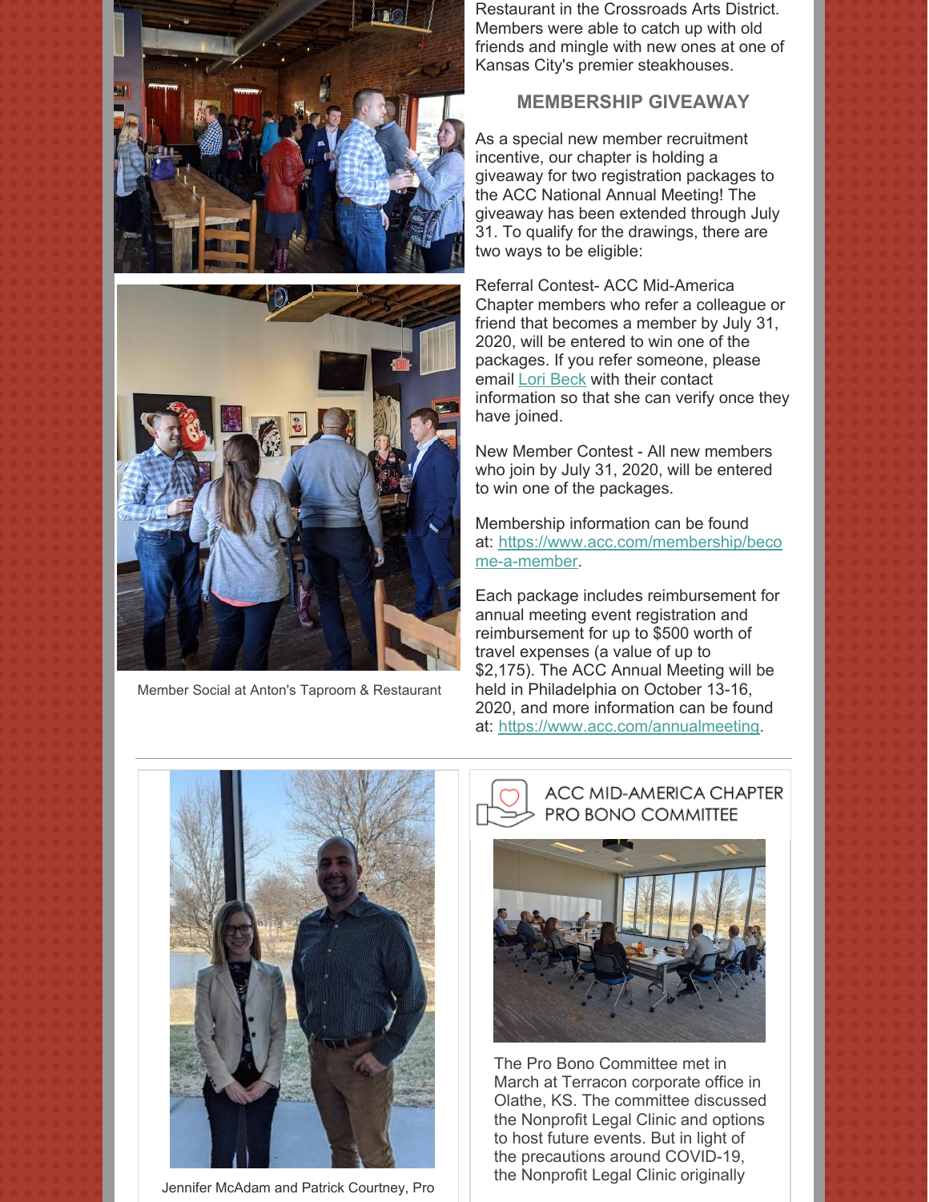Member Social at Anton's Taproom & Restaurant

Restaurant in the Crossroads Arts District. Members were able to catch up with old friends and mingle with new ones at one of Kansas City's premier steakhouses.

## MEMBERSHIP GIVEAWAY

As a special new member recruitment incentive, our chapter is holding a giveaway for two registration packages to the ACC National Annual Meeting! The giveaway has been extended through July 31. To qualify for the drawings, there are two ways to be eligible:

Referral Contest- ACC Mid-America Chapter members who refer a colleague or friend that becomes a member by July 31, 2020, will be entered to win one of the packages. If you refer someone, please email Lori Beck with their contact information so that she can verify once they have joined.

New Member Contest - All new members who join by July 31, 2020, will be entered to win one of the packages.

Membership information can be found at: https://www.acc.com/membership/become-a-member.

Each package includes reimbursement for annual meeting event registration and reimbursement for up to $500 worth of travel expenses (a value of up to $2,175). The ACC Annual Meeting will be held in Philadelphia on October 13-16, 2020, and more information can be found at: https://www.acc.com/annualmeeting.

---

Jennifer McAdam and Patrick Courtney, Pro

## ACC MID-AMERICA CHAPTER PRO BONO COMMITTEE

The Pro Bono Committee met in March at Terracon corporate office in Olathe, KS. The committee discussed the Nonprofit Legal Clinic and options to host future events. But in light of the precautions around COVID-19, the Nonprofit Legal Clinic originally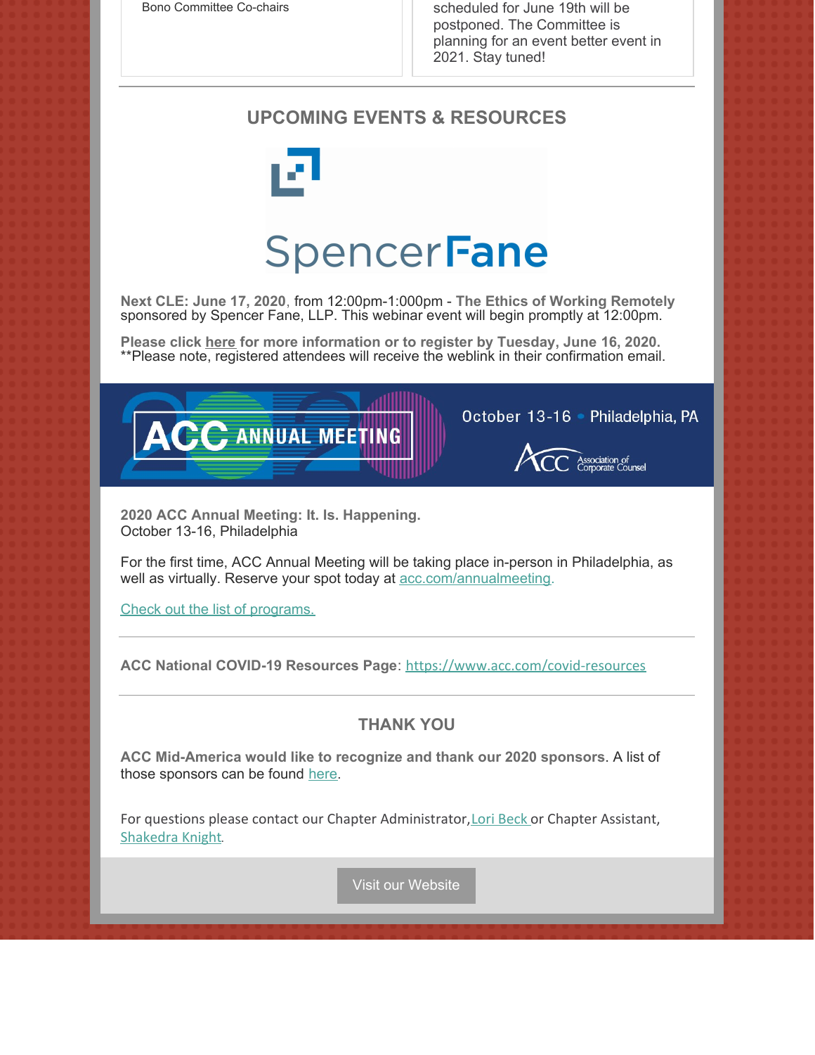Bono Committee Co-chairs

scheduled for June 19th will be postponed. The Committee is planning for an event better event in 2021. Stay tuned!

## UPCOMING EVENTS & RESOURCES

SpencerFane

**Next CLE: June 17, 2020**, from 12:00pm-1:000pm - **The Ethics of Working Remotely** sponsored by Spencer Fane, LLP. This webinar event will begin promptly at 12:00pm.

**Please click here for more information or to register by Tuesday, June 16, 2020.** **Please note, registered attendees will receive the weblink in their confirmation email.

2020 ACC ANNUAL MEETING October 13-16 • Philadelphia, PA ACC Association of Corporate Counsel

**2020 ACC Annual Meeting: It. Is. Happening.**
October 13-16, Philadelphia

For the first time, ACC Annual Meeting will be taking place in-person in Philadelphia, as well as virtually. Reserve your spot today at acc.com/annualmeeting.

Check out the list of programs.

---

**ACC National COVID-19 Resources Page**: https://www.acc.com/covid-resources

---

## THANK YOU

**ACC Mid-America would like to recognize and thank our 2020 sponsors**. A list of those sponsors can be found here.

For questions please contact our Chapter Administrator, Lori Beck or Chapter Assistant, Shakedra Knight.

Visit our Website